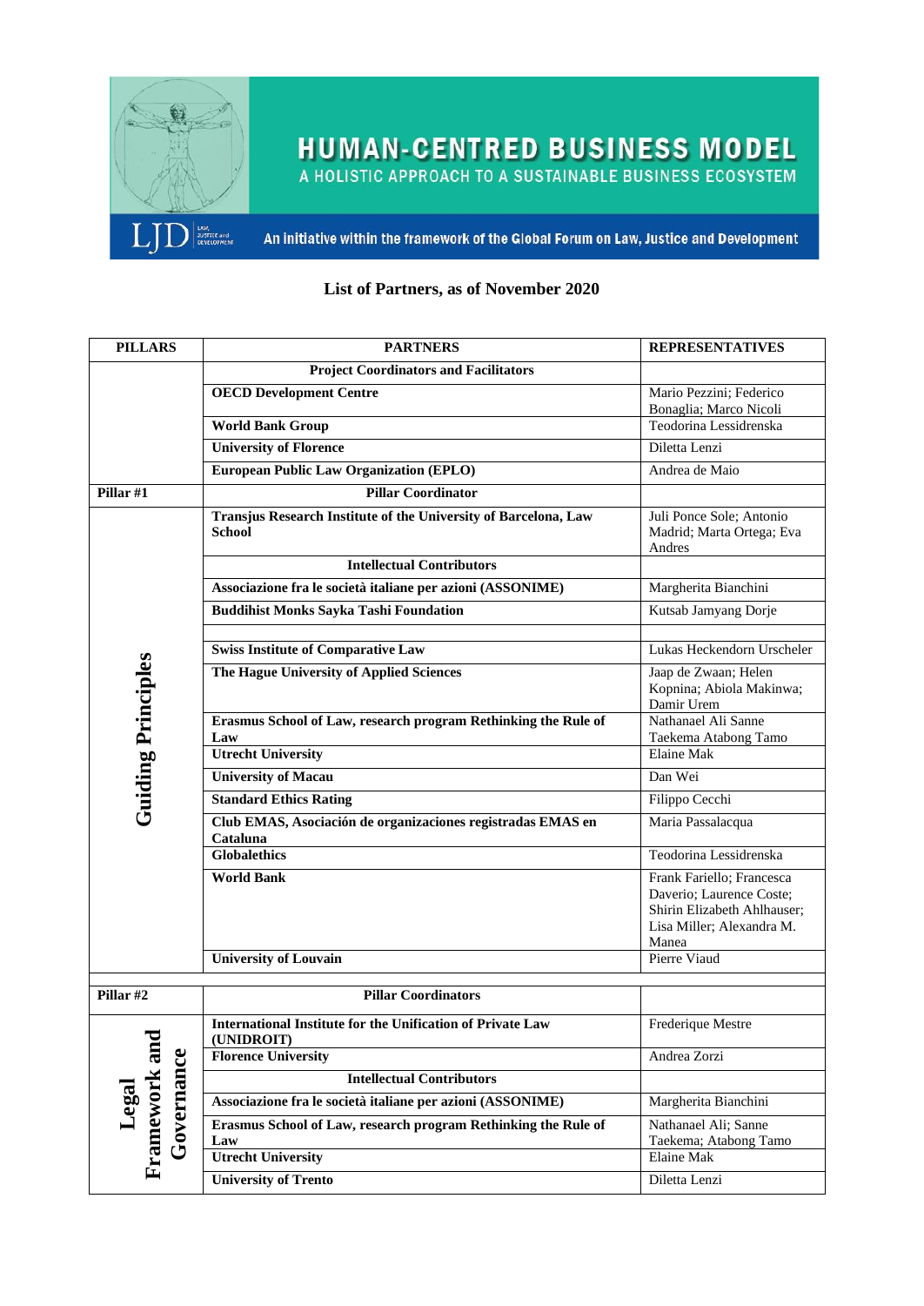# HUMAN-CENTRED BUSINESS MODEL

A HOLISTIC APPROACH TO A SUSTAINABLE BUSINESS ECOSYSTEM

LJD LAW, JUSTICE and DEVELOPMENT

An initiative within the framework of the Global Forum on Law, Justice and Development

**List of Partners, as of November 2020**

| PILLARS | PARTNERS | REPRESENTATIVES |
|---|---|---|
| | **Project Coordinators and Facilitators** | |
| | **OECD Development Centre** | Mario Pezzini; Federico Bonaglia; Marco Nicoli |
| | **World Bank Group** | Teodorina Lessidrenska |
| | **University of Florence** | Diletta Lenzi |
| | **European Public Law Organization (EPLO)** | Andrea de Maio |
| **Pillar #1** | **Pillar Coordinator** | |
| **Guiding Principles** | **Transjus Research Institute of the University of Barcelona, Law School** | Juli Ponce Sole; Antonio Madrid; Marta Ortega; Eva Andres |
| | **Intellectual Contributors** | |
| | **Associazione fra le società italiane per azioni (ASSONIME)** | Margherita Bianchini |
| | **Buddihist Monks Sayka Tashi Foundation** | Kutsab Jamyang Dorje |
| | | |
| | **Swiss Institute of Comparative Law** | Lukas Heckendorn Urscheler |
| | **The Hague University of Applied Sciences** | Jaap de Zwaan; Helen Kopnina; Abiola Makinwa; Damir Urem |
| | **Erasmus School of Law, research program Rethinking the Rule of Law** | Nathanael Ali Sanne Taekema Atabong Tamo |
| | **Utrecht University** | Elaine Mak |
| | **University of Macau** | Dan Wei |
| | **Standard Ethics Rating** | Filippo Cecchi |
| | **Club EMAS, Asociación de organizaciones registradas EMAS en Cataluna** | Maria Passalacqua |
| | **Globalethics** | Teodorina Lessidrenska |
| | **World Bank** | Frank Fariello; Francesca Daverio; Laurence Coste; Shirin Elizabeth Ahlhauser; Lisa Miller; Alexandra M. Manea |
| | **University of Louvain** | Pierre Viaud |
| | | |
| **Pillar #2** | **Pillar Coordinators** | |
| **Legal Framework and Governance** | **International Institute for the Unification of Private Law (UNIDROIT)** | Frederique Mestre |
| | **Florence University** | Andrea Zorzi |
| | **Intellectual Contributors** | |
| | **Associazione fra le società italiane per azioni (ASSONIME)** | Margherita Bianchini |
| | **Erasmus School of Law, research program Rethinking the Rule of Law** | Nathanael Ali; Sanne Taekema; Atabong Tamo |
| | **Utrecht University** | Elaine Mak |
| | **University of Trento** | Diletta Lenzi |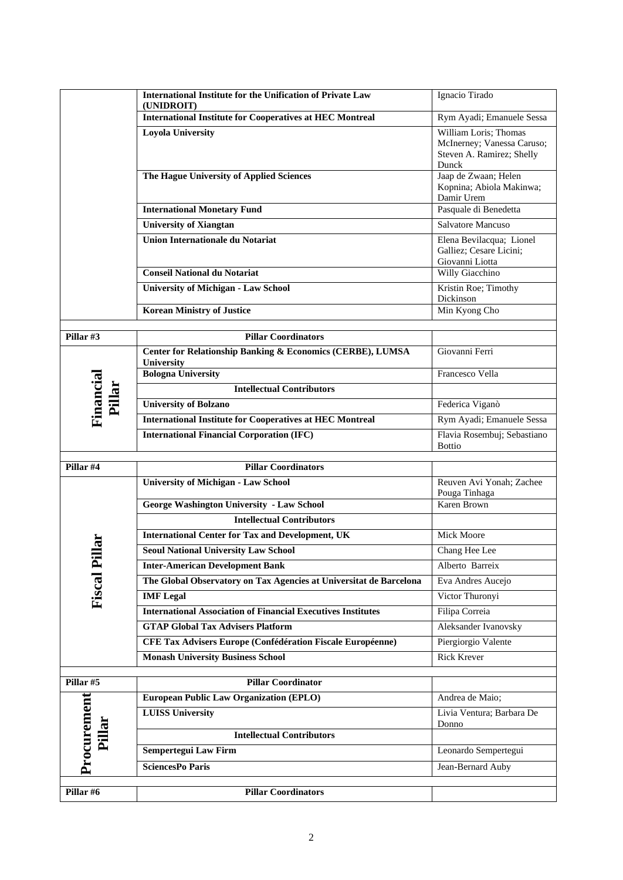| | | |
|---|---|---|
| | **International Institute for the Unification of Private Law (UNIDROIT)** | Ignacio Tirado |
| | **International Institute for Cooperatives at HEC Montreal** | Rym Ayadi; Emanuele Sessa |
| | **Loyola University** | William Loris; Thomas McInerney; Vanessa Caruso; Steven A. Ramirez; Shelly Dunck |
| | **The Hague University of Applied Sciences** | Jaap de Zwaan; Helen Kopnina; Abiola Makinwa; Damir Urem |
| | **International Monetary Fund** | Pasquale di Benedetta |
| | **University of Xiangtan** | Salvatore Mancuso |
| | **Union Internationale du Notariat** | Elena Bevilacqua; Lionel Galliez; Cesare Licini; Giovanni Liotta |
| | **Conseil National du Notariat** | Willy Giacchino |
| | **University of Michigan - Law School** | Kristin Roe; Timothy Dickinson |
| | **Korean Ministry of Justice** | Min Kyong Cho |

| **Pillar #3** | **Pillar Coordinators** | |
|---|---|---|
| **Financial Pillar** | **Center for Relationship Banking & Economics (CERBE), LUMSA University** | Giovanni Ferri |
| | **Bologna University** | Francesco Vella |
| | **Intellectual Contributors** | |
| | **University of Bolzano** | Federica Viganò |
| | **International Institute for Cooperatives at HEC Montreal** | Rym Ayadi; Emanuele Sessa |
| | **International Financial Corporation (IFC)** | Flavia Rosembuj; Sebastiano Bottio |

| **Pillar #4** | **Pillar Coordinators** | |
|---|---|---|
| **Fiscal Pillar** | **University of Michigan - Law School** | Reuven Avi Yonah; Zachee Pouga Tinhaga |
| | **George Washington University - Law School** | Karen Brown |
| | **Intellectual Contributors** | |
| | **International Center for Tax and Development, UK** | Mick Moore |
| | **Seoul National University Law School** | Chang Hee Lee |
| | **Inter-American Development Bank** | Alberto Barreix |
| | **The Global Observatory on Tax Agencies at Universitat de Barcelona** | Eva Andres Aucejo |
| | **IMF Legal** | Victor Thuronyi |
| | **International Association of Financial Executives Institutes** | Filipa Correia |
| | **GTAP Global Tax Advisers Platform** | Aleksander Ivanovsky |
| | **CFE Tax Advisers Europe (Confédération Fiscale Européenne)** | Piergiorgio Valente |
| | **Monash University Business School** | Rick Krever |

| **Pillar #5** | **Pillar Coordinator** | |
|---|---|---|
| **Procurement Pillar** | **European Public Law Organization (EPLO)** | Andrea de Maio; |
| | **LUISS University** | Livia Ventura; Barbara De Donno |
| | **Intellectual Contributors** | |
| | **Sempertegui Law Firm** | Leonardo Sempertegui |
| | **SciencesPo Paris** | Jean-Bernard Auby |

| **Pillar #6** | **Pillar Coordinators** | |
|---|---|---|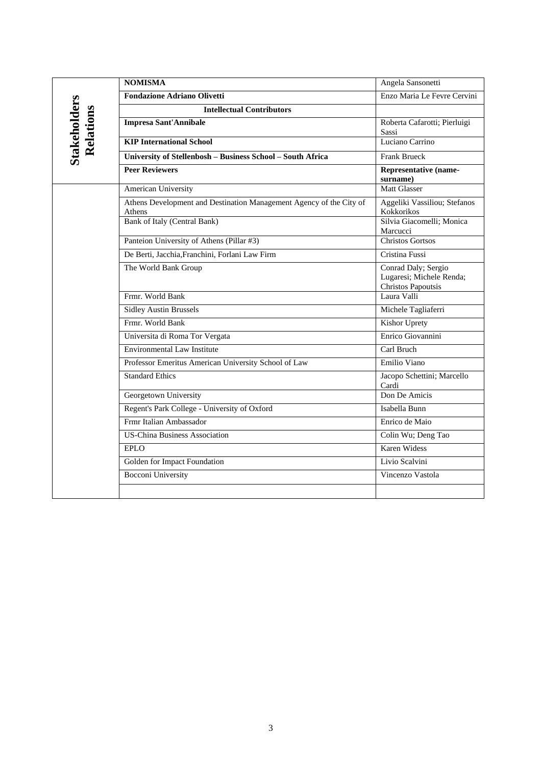| | | |
|---|---|---|
| **Stakeholders Relations** | **NOMISMA** | Angela Sansonetti |
| | **Fondazione Adriano Olivetti** | Enzo Maria Le Fevre Cervini |
| | **Intellectual Contributors** | |
| | **Impresa Sant'Annibale** | Roberta Cafarotti; Pierluigi Sassi |
| | **KIP International School** | Luciano Carrino |
| | **University of Stellenbosh – Business School – South Africa** | Frank Brueck |
| | **Peer Reviewers** | **Representative (name-surname)** |
| | American University | Matt Glasser |
| | Athens Development and Destination Management Agency of the City of Athens | Aggeliki Vassiliou; Stefanos Kokkorikos |
| | Bank of Italy (Central Bank) | Silvia Giacomelli; Monica Marcucci |
| | Panteion University of Athens (Pillar #3) | Christos Gortsos |
| | De Berti, Jacchia,Franchini, Forlani Law Firm | Cristina Fussi |
| | The World Bank Group | Conrad Daly; Sergio Lugaresi; Michele Renda; Christos Papoutsis |
| | Frmr. World Bank | Laura Valli |
| | Sidley Austin Brussels | Michele Tagliaferri |
| | Frmr. World Bank | Kishor Uprety |
| | Universita di Roma Tor Vergata | Enrico Giovannini |
| | Environmental Law Institute | Carl Bruch |
| | Professor Emeritus American University School of Law | Emilio Viano |
| | Standard Ethics | Jacopo Schettini; Marcello Cardi |
| | Georgetown University | Don De Amicis |
| | Regent's Park College - University of Oxford | Isabella Bunn |
| | Frmr Italian Ambassador | Enrico de Maio |
| | US-China Business Association | Colin Wu; Deng Tao |
| | EPLO | Karen Widess |
| | Golden for Impact Foundation | Livio Scalvini |
| | Bocconi University | Vincenzo Vastola |
| | | |